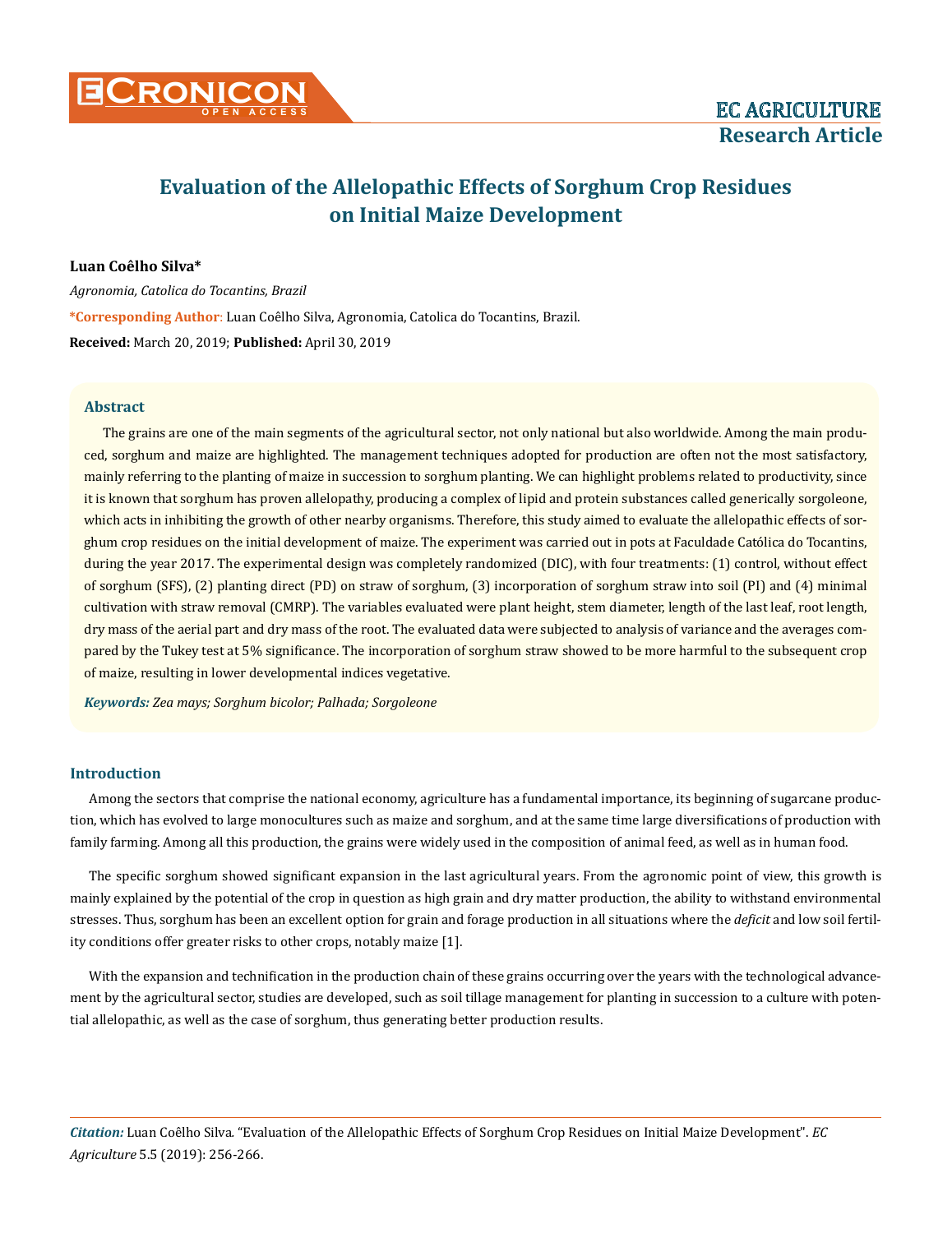# Evaluation of the Allelopathic Effects of Sorghum Crop Residues on Initial Maize Development

**Luan Coêlho Silva***

*Agronomia, Catolica do Tocantins, Brazil*

***Corresponding Author**: Luan Coêlho Silva, Agronomia, Catolica do Tocantins, Brazil.

**Received:** March 20, 2019; **Published:** April 30, 2019

## Abstract

The grains are one of the main segments of the agricultural sector, not only national but also worldwide. Among the main produced, sorghum and maize are highlighted. The management techniques adopted for production are often not the most satisfactory, mainly referring to the planting of maize in succession to sorghum planting. We can highlight problems related to productivity, since it is known that sorghum has proven allelopathy, producing a complex of lipid and protein substances called generically sorgoleone, which acts in inhibiting the growth of other nearby organisms. Therefore, this study aimed to evaluate the allelopathic effects of sorghum crop residues on the initial development of maize. The experiment was carried out in pots at Faculdade Católica do Tocantins, during the year 2017. The experimental design was completely randomized (DIC), with four treatments: (1) control, without effect of sorghum (SFS), (2) planting direct (PD) on straw of sorghum, (3) incorporation of sorghum straw into soil (PI) and (4) minimal cultivation with straw removal (CMRP). The variables evaluated were plant height, stem diameter, length of the last leaf, root length, dry mass of the aerial part and dry mass of the root. The evaluated data were subjected to analysis of variance and the averages compared by the Tukey test at 5% significance. The incorporation of sorghum straw showed to be more harmful to the subsequent crop of maize, resulting in lower developmental indices vegetative.

***Keywords:*** *Zea mays; Sorghum bicolor; Palhada; Sorgoleone*

## Introduction

Among the sectors that comprise the national economy, agriculture has a fundamental importance, its beginning of sugarcane production, which has evolved to large monocultures such as maize and sorghum, and at the same time large diversifications of production with family farming. Among all this production, the grains were widely used in the composition of animal feed, as well as in human food.

The specific sorghum showed significant expansion in the last agricultural years. From the agronomic point of view, this growth is mainly explained by the potential of the crop in question as high grain and dry matter production, the ability to withstand environmental stresses. Thus, sorghum has been an excellent option for grain and forage production in all situations where the *deficit* and low soil fertility conditions offer greater risks to other crops, notably maize [1].

With the expansion and technification in the production chain of these grains occurring over the years with the technological advancement by the agricultural sector, studies are developed, such as soil tillage management for planting in succession to a culture with potential allelopathic, as well as the case of sorghum, thus generating better production results.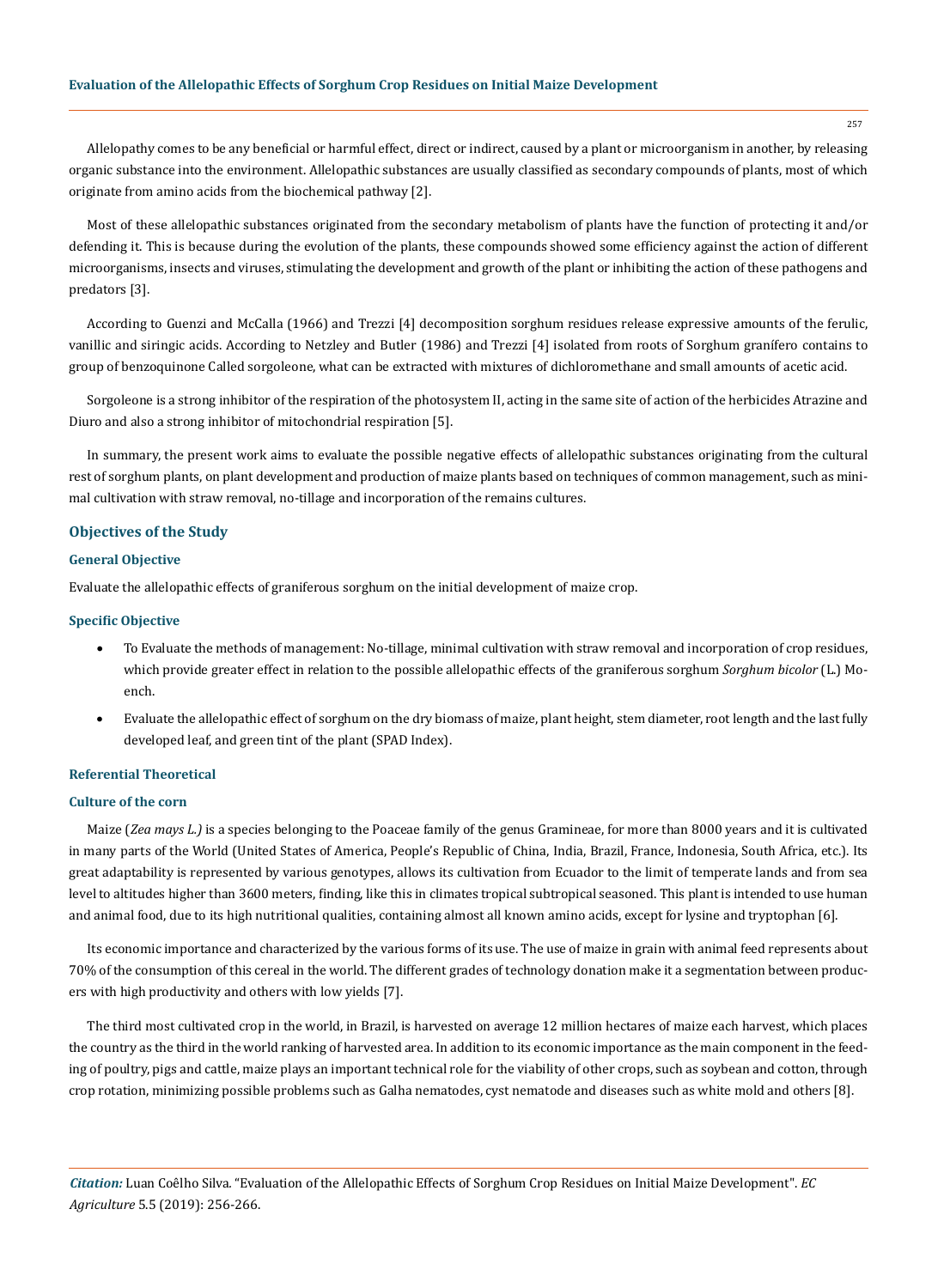Allelopathy comes to be any beneficial or harmful effect, direct or indirect, caused by a plant or microorganism in another, by releasing organic substance into the environment. Allelopathic substances are usually classified as secondary compounds of plants, most of which originate from amino acids from the biochemical pathway [2].

Most of these allelopathic substances originated from the secondary metabolism of plants have the function of protecting it and/or defending it. This is because during the evolution of the plants, these compounds showed some efficiency against the action of different microorganisms, insects and viruses, stimulating the development and growth of the plant or inhibiting the action of these pathogens and predators [3].

According to Guenzi and McCalla (1966) and Trezzi [4] decomposition sorghum residues release expressive amounts of the ferulic, vanillic and siringic acids. According to Netzley and Butler (1986) and Trezzi [4] isolated from roots of Sorghum granífero contains to group of benzoquinone Called sorgoleone, what can be extracted with mixtures of dichloromethane and small amounts of acetic acid.

Sorgoleone is a strong inhibitor of the respiration of the photosystem II, acting in the same site of action of the herbicides Atrazine and Diuro and also a strong inhibitor of mitochondrial respiration [5].

In summary, the present work aims to evaluate the possible negative effects of allelopathic substances originating from the cultural rest of sorghum plants, on plant development and production of maize plants based on techniques of common management, such as minimal cultivation with straw removal, no-tillage and incorporation of the remains cultures.

## Objectives of the Study

### General Objective

Evaluate the allelopathic effects of graniferous sorghum on the initial development of maize crop.

### Specific Objective

- To Evaluate the methods of management: No-tillage, minimal cultivation with straw removal and incorporation of crop residues, which provide greater effect in relation to the possible allelopathic effects of the graniferous sorghum *Sorghum bicolor* (L.) Moench.
- Evaluate the allelopathic effect of sorghum on the dry biomass of maize, plant height, stem diameter, root length and the last fully developed leaf, and green tint of the plant (SPAD Index).

## Referential Theoretical

### Culture of the corn

Maize (*Zea mays L.)* is a species belonging to the Poaceae family of the genus Gramineae, for more than 8000 years and it is cultivated in many parts of the World (United States of America, People's Republic of China, India, Brazil, France, Indonesia, South Africa, etc.). Its great adaptability is represented by various genotypes, allows its cultivation from Ecuador to the limit of temperate lands and from sea level to altitudes higher than 3600 meters, finding, like this in climates tropical subtropical seasoned. This plant is intended to use human and animal food, due to its high nutritional qualities, containing almost all known amino acids, except for lysine and tryptophan [6].

Its economic importance and characterized by the various forms of its use. The use of maize in grain with animal feed represents about 70% of the consumption of this cereal in the world. The different grades of technology donation make it a segmentation between producers with high productivity and others with low yields [7].

The third most cultivated crop in the world, in Brazil, is harvested on average 12 million hectares of maize each harvest, which places the country as the third in the world ranking of harvested area. In addition to its economic importance as the main component in the feeding of poultry, pigs and cattle, maize plays an important technical role for the viability of other crops, such as soybean and cotton, through crop rotation, minimizing possible problems such as Galha nematodes, cyst nematode and diseases such as white mold and others [8].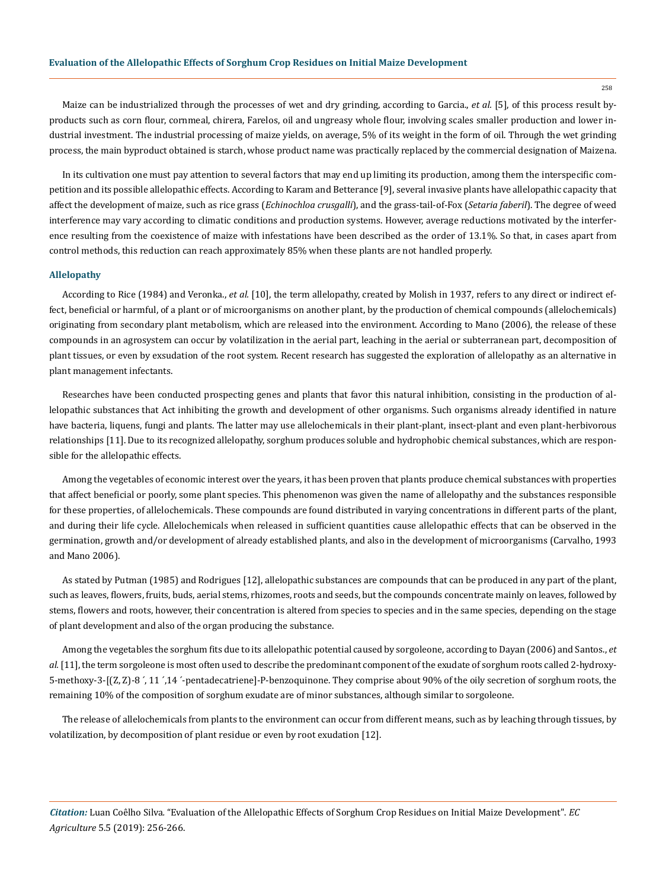Maize can be industrialized through the processes of wet and dry grinding, according to Garcia., *et al.* [5], of this process result by-products such as corn flour, cornmeal, chirera, Farelos, oil and ungreasy whole flour, involving scales smaller production and lower industrial investment. The industrial processing of maize yields, on average, 5% of its weight in the form of oil. Through the wet grinding process, the main byproduct obtained is starch, whose product name was practically replaced by the commercial designation of Maizena.

In its cultivation one must pay attention to several factors that may end up limiting its production, among them the interspecific competition and its possible allelopathic effects. According to Karam and Betterance [9], several invasive plants have allelopathic capacity that affect the development of maize, such as rice grass (*Echinochloa crusgalli*), and the grass-tail-of-Fox (*Setaria faberil*). The degree of weed interference may vary according to climatic conditions and production systems. However, average reductions motivated by the interference resulting from the coexistence of maize with infestations have been described as the order of 13.1%. So that, in cases apart from control methods, this reduction can reach approximately 85% when these plants are not handled properly.

### Allelopathy

According to Rice (1984) and Veronka., *et al.* [10], the term allelopathy, created by Molish in 1937, refers to any direct or indirect effect, beneficial or harmful, of a plant or of microorganisms on another plant, by the production of chemical compounds (allelochemicals) originating from secondary plant metabolism, which are released into the environment. According to Mano (2006), the release of these compounds in an agrosystem can occur by volatilization in the aerial part, leaching in the aerial or subterranean part, decomposition of plant tissues, or even by exudation of the root system. Recent research has suggested the exploration of allelopathy as an alternative in plant management infectants.

Researches have been conducted prospecting genes and plants that favor this natural inhibition, consisting in the production of allelopathic substances that Act inhibiting the growth and development of other organisms. Such organisms already identified in nature have bacteria, liquens, fungi and plants. The latter may use allelochemicals in their plant-plant, insect-plant and even plant-herbivorous relationships [11]. Due to its recognized allelopathy, sorghum produces soluble and hydrophobic chemical substances, which are responsible for the allelopathic effects.

Among the vegetables of economic interest over the years, it has been proven that plants produce chemical substances with properties that affect beneficial or poorly, some plant species. This phenomenon was given the name of allelopathy and the substances responsible for these properties, of allelochemicals. These compounds are found distributed in varying concentrations in different parts of the plant, and during their life cycle. Allelochemicals when released in sufficient quantities cause allelopathic effects that can be observed in the germination, growth and/or development of already established plants, and also in the development of microorganisms (Carvalho, 1993 and Mano 2006).

As stated by Putman (1985) and Rodrigues [12], allelopathic substances are compounds that can be produced in any part of the plant, such as leaves, flowers, fruits, buds, aerial stems, rhizomes, roots and seeds, but the compounds concentrate mainly on leaves, followed by stems, flowers and roots, however, their concentration is altered from species to species and in the same species, depending on the stage of plant development and also of the organ producing the substance.

Among the vegetables the sorghum fits due to its allelopathic potential caused by sorgoleone, according to Dayan (2006) and Santos., *et al.* [11], the term sorgoleone is most often used to describe the predominant component of the exudate of sorghum roots called 2-hydroxy-5-methoxy-3-[(Z, Z)-8 ´, 11 ´,14 ´-pentadecatriene]-P-benzoquinone. They comprise about 90% of the oily secretion of sorghum roots, the remaining 10% of the composition of sorghum exudate are of minor substances, although similar to sorgoleone.

The release of allelochemicals from plants to the environment can occur from different means, such as by leaching through tissues, by volatilization, by decomposition of plant residue or even by root exudation [12].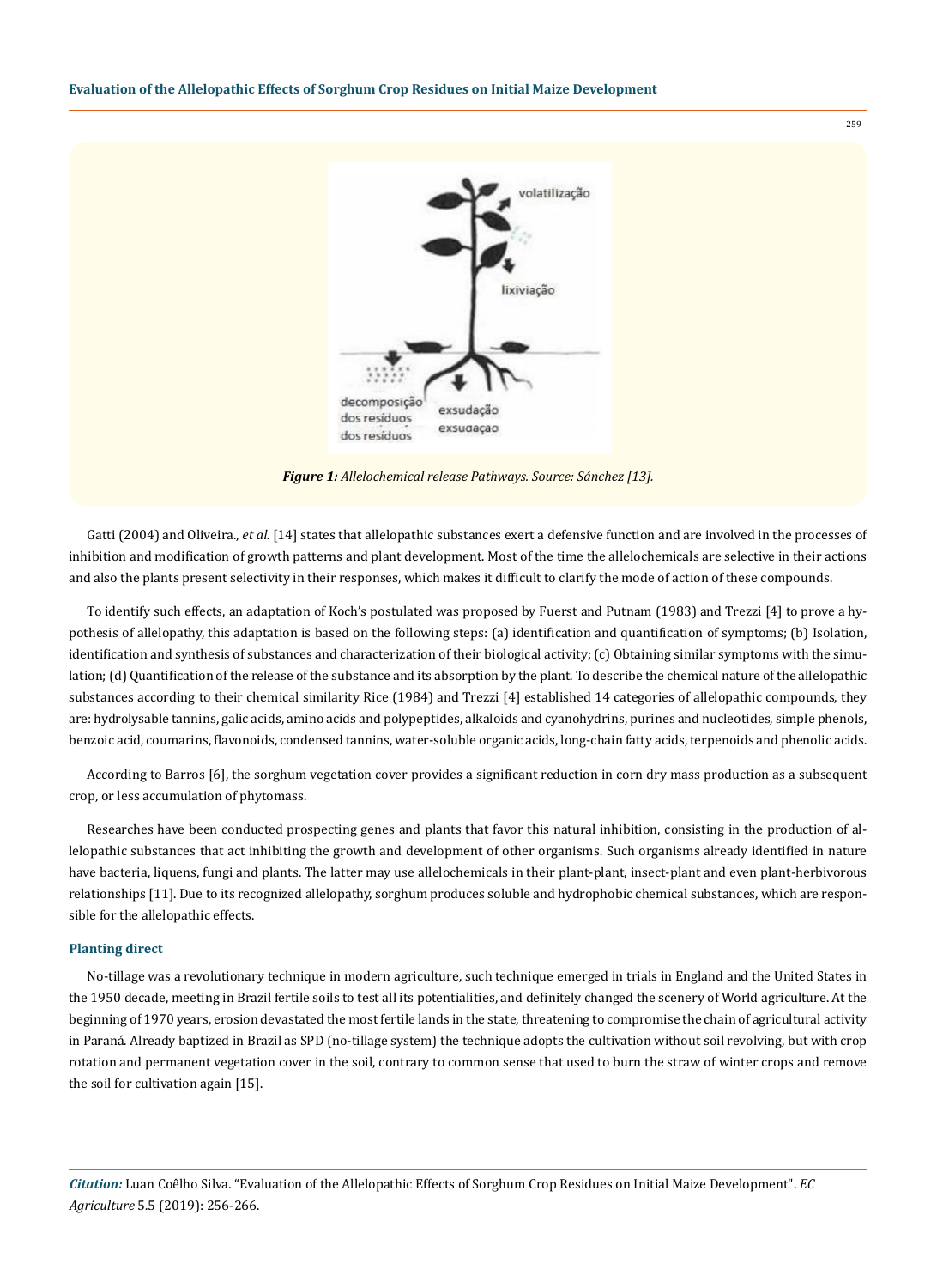*Figure 1: Allelochemical release Pathways. Source: Sánchez [13].*

Gatti (2004) and Oliveira., *et al.* [14] states that allelopathic substances exert a defensive function and are involved in the processes of inhibition and modification of growth patterns and plant development. Most of the time the allelochemicals are selective in their actions and also the plants present selectivity in their responses, which makes it difficult to clarify the mode of action of these compounds.

To identify such effects, an adaptation of Koch's postulated was proposed by Fuerst and Putnam (1983) and Trezzi [4] to prove a hypothesis of allelopathy, this adaptation is based on the following steps: (a) identification and quantification of symptoms; (b) Isolation, identification and synthesis of substances and characterization of their biological activity; (c) Obtaining similar symptoms with the simulation; (d) Quantification of the release of the substance and its absorption by the plant. To describe the chemical nature of the allelopathic substances according to their chemical similarity Rice (1984) and Trezzi [4] established 14 categories of allelopathic compounds, they are: hydrolysable tannins, galic acids, amino acids and polypeptides, alkaloids and cyanohydrins, purines and nucleotides, simple phenols, benzoic acid, coumarins, flavonoids, condensed tannins, water-soluble organic acids, long-chain fatty acids, terpenoids and phenolic acids.

According to Barros [6], the sorghum vegetation cover provides a significant reduction in corn dry mass production as a subsequent crop, or less accumulation of phytomass.

Researches have been conducted prospecting genes and plants that favor this natural inhibition, consisting in the production of allelopathic substances that act inhibiting the growth and development of other organisms. Such organisms already identified in nature have bacteria, liquens, fungi and plants. The latter may use allelochemicals in their plant-plant, insect-plant and even plant-herbivorous relationships [11]. Due to its recognized allelopathy, sorghum produces soluble and hydrophobic chemical substances, which are responsible for the allelopathic effects.

### Planting direct

No-tillage was a revolutionary technique in modern agriculture, such technique emerged in trials in England and the United States in the 1950 decade, meeting in Brazil fertile soils to test all its potentialities, and definitely changed the scenery of World agriculture. At the beginning of 1970 years, erosion devastated the most fertile lands in the state, threatening to compromise the chain of agricultural activity in Paraná. Already baptized in Brazil as SPD (no-tillage system) the technique adopts the cultivation without soil revolving, but with crop rotation and permanent vegetation cover in the soil, contrary to common sense that used to burn the straw of winter crops and remove the soil for cultivation again [15].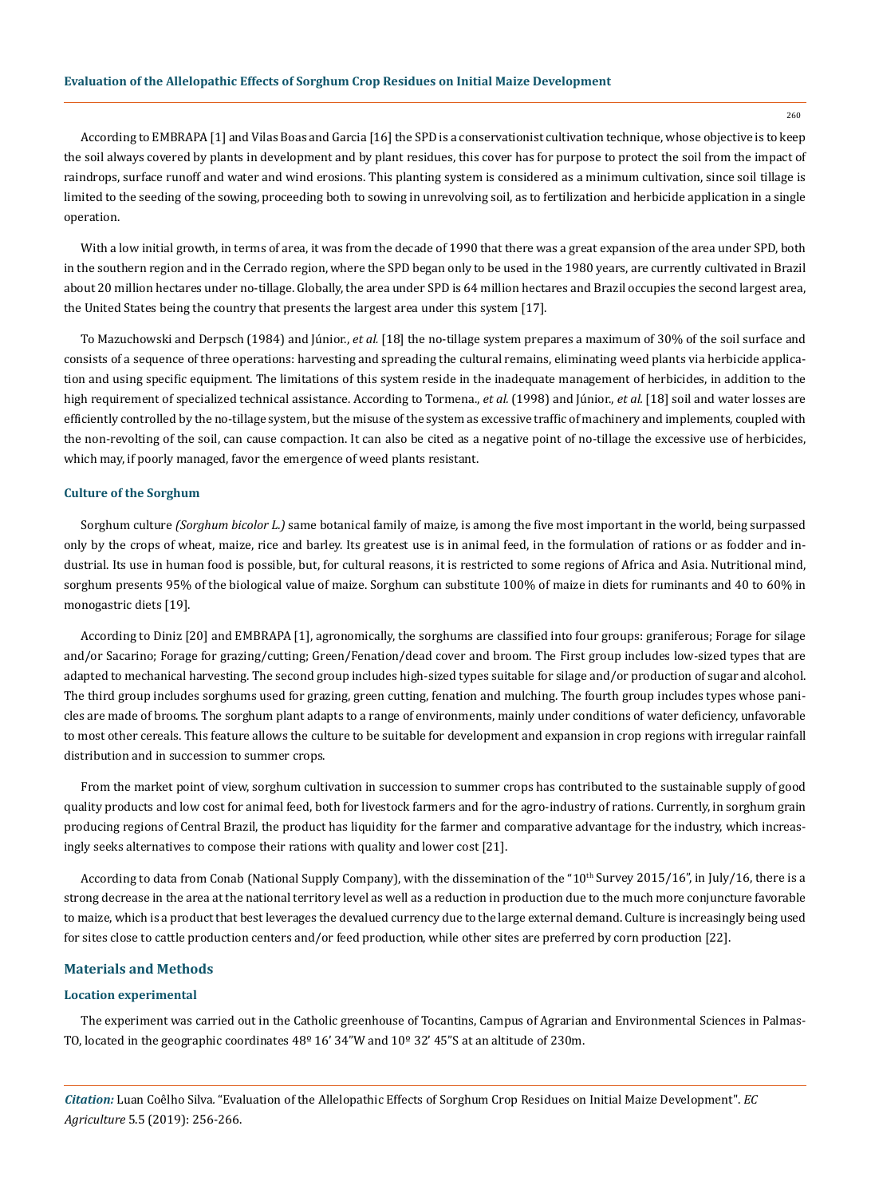According to EMBRAPA [1] and Vilas Boas and Garcia [16] the SPD is a conservationist cultivation technique, whose objective is to keep the soil always covered by plants in development and by plant residues, this cover has for purpose to protect the soil from the impact of raindrops, surface runoff and water and wind erosions. This planting system is considered as a minimum cultivation, since soil tillage is limited to the seeding of the sowing, proceeding both to sowing in unrevolving soil, as to fertilization and herbicide application in a single operation.

With a low initial growth, in terms of area, it was from the decade of 1990 that there was a great expansion of the area under SPD, both in the southern region and in the Cerrado region, where the SPD began only to be used in the 1980 years, are currently cultivated in Brazil about 20 million hectares under no-tillage. Globally, the area under SPD is 64 million hectares and Brazil occupies the second largest area, the United States being the country that presents the largest area under this system [17].

To Mazuchowski and Derpsch (1984) and Júnior., *et al.* [18] the no-tillage system prepares a maximum of 30% of the soil surface and consists of a sequence of three operations: harvesting and spreading the cultural remains, eliminating weed plants via herbicide application and using specific equipment. The limitations of this system reside in the inadequate management of herbicides, in addition to the high requirement of specialized technical assistance. According to Tormena., *et al.* (1998) and Júnior., *et al.* [18] soil and water losses are efficiently controlled by the no-tillage system, but the misuse of the system as excessive traffic of machinery and implements, coupled with the non-revolting of the soil, can cause compaction. It can also be cited as a negative point of no-tillage the excessive use of herbicides, which may, if poorly managed, favor the emergence of weed plants resistant.

### Culture of the Sorghum

Sorghum culture *(Sorghum bicolor L.)* same botanical family of maize, is among the five most important in the world, being surpassed only by the crops of wheat, maize, rice and barley. Its greatest use is in animal feed, in the formulation of rations or as fodder and industrial. Its use in human food is possible, but, for cultural reasons, it is restricted to some regions of Africa and Asia. Nutritional mind, sorghum presents 95% of the biological value of maize. Sorghum can substitute 100% of maize in diets for ruminants and 40 to 60% in monogastric diets [19].

According to Diniz [20] and EMBRAPA [1], agronomically, the sorghums are classified into four groups: graniferous; Forage for silage and/or Sacarino; Forage for grazing/cutting; Green/Fenation/dead cover and broom. The First group includes low-sized types that are adapted to mechanical harvesting. The second group includes high-sized types suitable for silage and/or production of sugar and alcohol. The third group includes sorghums used for grazing, green cutting, fenation and mulching. The fourth group includes types whose panicles are made of brooms. The sorghum plant adapts to a range of environments, mainly under conditions of water deficiency, unfavorable to most other cereals. This feature allows the culture to be suitable for development and expansion in crop regions with irregular rainfall distribution and in succession to summer crops.

From the market point of view, sorghum cultivation in succession to summer crops has contributed to the sustainable supply of good quality products and low cost for animal feed, both for livestock farmers and for the agro-industry of rations. Currently, in sorghum grain producing regions of Central Brazil, the product has liquidity for the farmer and comparative advantage for the industry, which increasingly seeks alternatives to compose their rations with quality and lower cost [21].

According to data from Conab (National Supply Company), with the dissemination of the "10th Survey 2015/16", in July/16, there is a strong decrease in the area at the national territory level as well as a reduction in production due to the much more conjuncture favorable to maize, which is a product that best leverages the devalued currency due to the large external demand. Culture is increasingly being used for sites close to cattle production centers and/or feed production, while other sites are preferred by corn production [22].

## Materials and Methods

### Location experimental

The experiment was carried out in the Catholic greenhouse of Tocantins, Campus of Agrarian and Environmental Sciences in Palmas-TO, located in the geographic coordinates 48º 16' 34"W and 10º 32' 45"S at an altitude of 230m.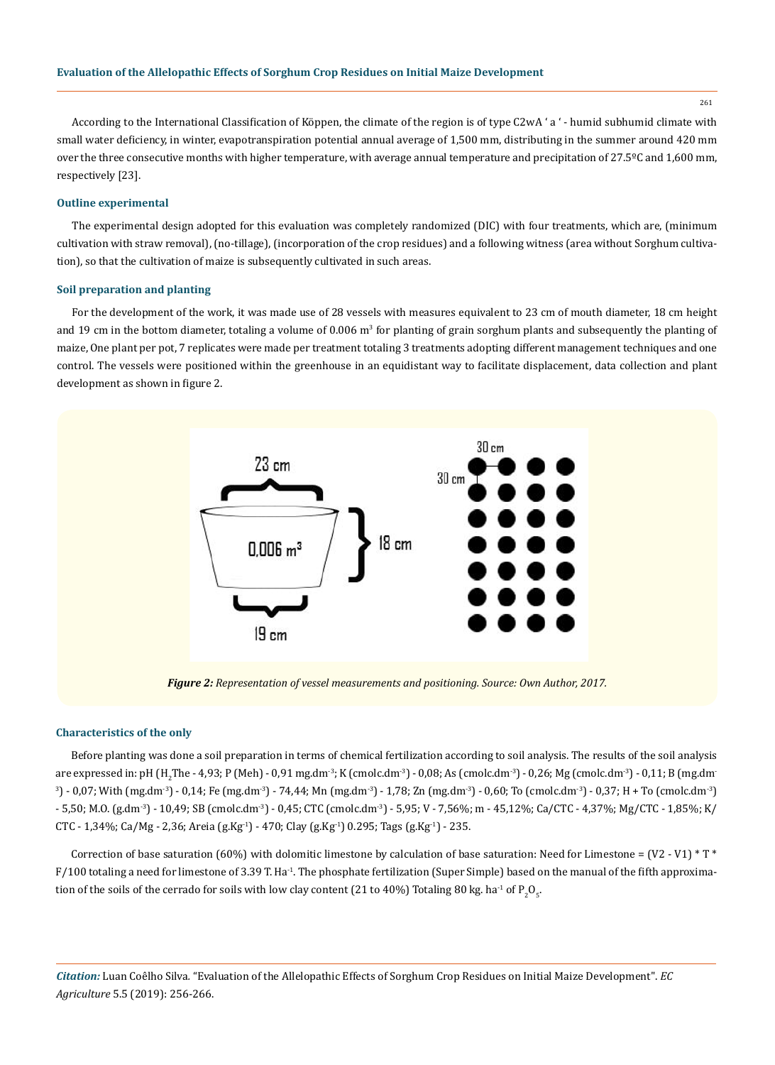According to the International Classification of Köppen, the climate of the region is of type C2wA ' a ' - humid subhumid climate with small water deficiency, in winter, evapotranspiration potential annual average of 1,500 mm, distributing in the summer around 420 mm over the three consecutive months with higher temperature, with average annual temperature and precipitation of 27.5ºC and 1,600 mm, respectively [23].

### Outline experimental

The experimental design adopted for this evaluation was completely randomized (DIC) with four treatments, which are, (minimum cultivation with straw removal), (no-tillage), (incorporation of the crop residues) and a following witness (area without Sorghum cultivation), so that the cultivation of maize is subsequently cultivated in such areas.

### Soil preparation and planting

For the development of the work, it was made use of 28 vessels with measures equivalent to 23 cm of mouth diameter, 18 cm height and 19 cm in the bottom diameter, totaling a volume of 0.006 $m^3$ for planting of grain sorghum plants and subsequently the planting of maize, One plant per pot, 7 replicates were made per treatment totaling 3 treatments adopting different management techniques and one control. The vessels were positioned within the greenhouse in an equidistant way to facilitate displacement, data collection and plant development as shown in figure 2.

***Figure 2:*** *Representation of vessel measurements and positioning. Source: Own Author, 2017.*

### Characteristics of the only

Before planting was done a soil preparation in terms of chemical fertilization according to soil analysis. The results of the soil analysis are expressed in: pH ($H_2$The - 4,93; P (Meh) - 0,91 mg.$dm^{-3}$; K (cmolc.$dm^{-3}$) - 0,08; As (cmolc.$dm^{-3}$) - 0,26; Mg (cmolc.$dm^{-3}$) - 0,11; B (mg.$dm^{-3}$) - 0,07; With (mg.$dm^{-3}$) - 0,14; Fe (mg.$dm^{-3}$) - 74,44; Mn (mg.$dm^{-3}$) - 1,78; Zn (mg.$dm^{-3}$) - 0,60; To (cmolc.$dm^{-3}$) - 0,37; H + To (cmolc.$dm^{-3}$) - 5,50; M.O. (g.$dm^{-3}$) - 10,49; SB (cmolc.$dm^{-3}$) - 0,45; CTC (cmolc.$dm^{-3}$) - 5,95; V - 7,56%; m - 45,12%; Ca/CTC - 4,37%; Mg/CTC - 1,85%; K/CTC - 1,34%; Ca/Mg - 2,36; Areia (g.$Kg^{-1}$) - 470; Clay (g.$Kg^{-1}$) 0.295; Tags (g.$Kg^{-1}$) - 235.

Correction of base saturation (60%) with dolomitic limestone by calculation of base saturation: Need for Limestone = (V2 - V1) * T * F/100 totaling a need for limestone of 3.39 T. $Ha^{-1}$. The phosphate fertilization (Super Simple) based on the manual of the fifth approximation of the soils of the cerrado for soils with low clay content (21 to 40%) Totaling 80 kg. $ha^{-1}$ of $P_2O_5$.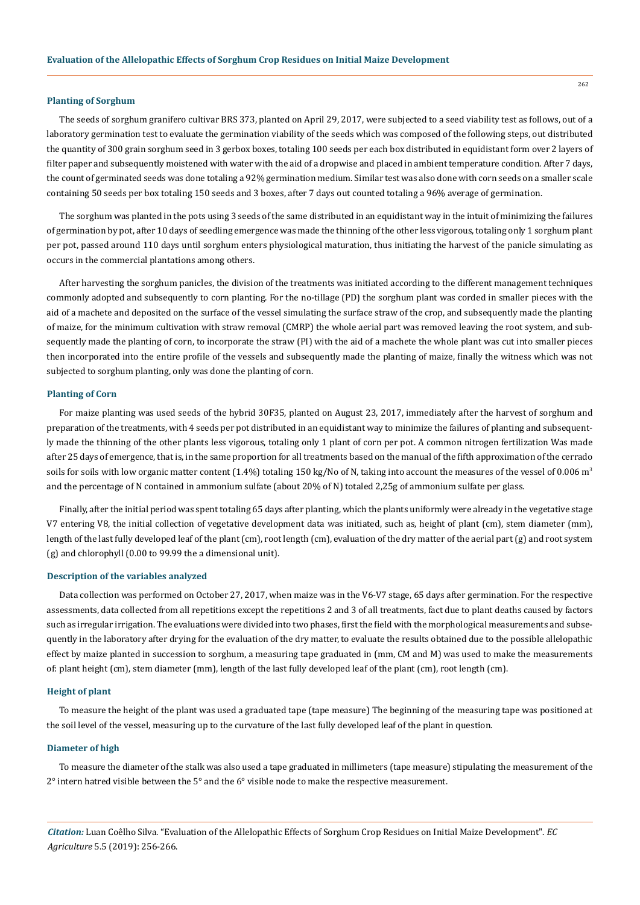### Planting of Sorghum

The seeds of sorghum granifero cultivar BRS 373, planted on April 29, 2017, were subjected to a seed viability test as follows, out of a laboratory germination test to evaluate the germination viability of the seeds which was composed of the following steps, out distributed the quantity of 300 grain sorghum seed in 3 gerbox boxes, totaling 100 seeds per each box distributed in equidistant form over 2 layers of filter paper and subsequently moistened with water with the aid of a dropwise and placed in ambient temperature condition. After 7 days, the count of germinated seeds was done totaling a 92% germination medium. Similar test was also done with corn seeds on a smaller scale containing 50 seeds per box totaling 150 seeds and 3 boxes, after 7 days out counted totaling a 96% average of germination.

The sorghum was planted in the pots using 3 seeds of the same distributed in an equidistant way in the intuit of minimizing the failures of germination by pot, after 10 days of seedling emergence was made the thinning of the other less vigorous, totaling only 1 sorghum plant per pot, passed around 110 days until sorghum enters physiological maturation, thus initiating the harvest of the panicle simulating as occurs in the commercial plantations among others.

After harvesting the sorghum panicles, the division of the treatments was initiated according to the different management techniques commonly adopted and subsequently to corn planting. For the no-tillage (PD) the sorghum plant was corded in smaller pieces with the aid of a machete and deposited on the surface of the vessel simulating the surface straw of the crop, and subsequently made the planting of maize, for the minimum cultivation with straw removal (CMRP) the whole aerial part was removed leaving the root system, and subsequently made the planting of corn, to incorporate the straw (PI) with the aid of a machete the whole plant was cut into smaller pieces then incorporated into the entire profile of the vessels and subsequently made the planting of maize, finally the witness which was not subjected to sorghum planting, only was done the planting of corn.

### Planting of Corn

For maize planting was used seeds of the hybrid 30F35, planted on August 23, 2017, immediately after the harvest of sorghum and preparation of the treatments, with 4 seeds per pot distributed in an equidistant way to minimize the failures of planting and subsequently made the thinning of the other plants less vigorous, totaling only 1 plant of corn per pot. A common nitrogen fertilization Was made after 25 days of emergence, that is, in the same proportion for all treatments based on the manual of the fifth approximation of the cerrado soils for soils with low organic matter content (1.4%) totaling 150 kg/No of N, taking into account the measures of the vessel of 0.006 $m^3$ and the percentage of N contained in ammonium sulfate (about 20% of N) totaled 2,25g of ammonium sulfate per glass.

Finally, after the initial period was spent totaling 65 days after planting, which the plants uniformly were already in the vegetative stage V7 entering V8, the initial collection of vegetative development data was initiated, such as, height of plant (cm), stem diameter (mm), length of the last fully developed leaf of the plant (cm), root length (cm), evaluation of the dry matter of the aerial part (g) and root system (g) and chlorophyll (0.00 to 99.99 the a dimensional unit).

### Description of the variables analyzed

Data collection was performed on October 27, 2017, when maize was in the V6-V7 stage, 65 days after germination. For the respective assessments, data collected from all repetitions except the repetitions 2 and 3 of all treatments, fact due to plant deaths caused by factors such as irregular irrigation. The evaluations were divided into two phases, first the field with the morphological measurements and subsequently in the laboratory after drying for the evaluation of the dry matter, to evaluate the results obtained due to the possible allelopathic effect by maize planted in succession to sorghum, a measuring tape graduated in (mm, CM and M) was used to make the measurements of: plant height (cm), stem diameter (mm), length of the last fully developed leaf of the plant (cm), root length (cm).

### Height of plant

To measure the height of the plant was used a graduated tape (tape measure) The beginning of the measuring tape was positioned at the soil level of the vessel, measuring up to the curvature of the last fully developed leaf of the plant in question.

### Diameter of high

To measure the diameter of the stalk was also used a tape graduated in millimeters (tape measure) stipulating the measurement of the 2° intern hatred visible between the 5° and the 6° visible node to make the respective measurement.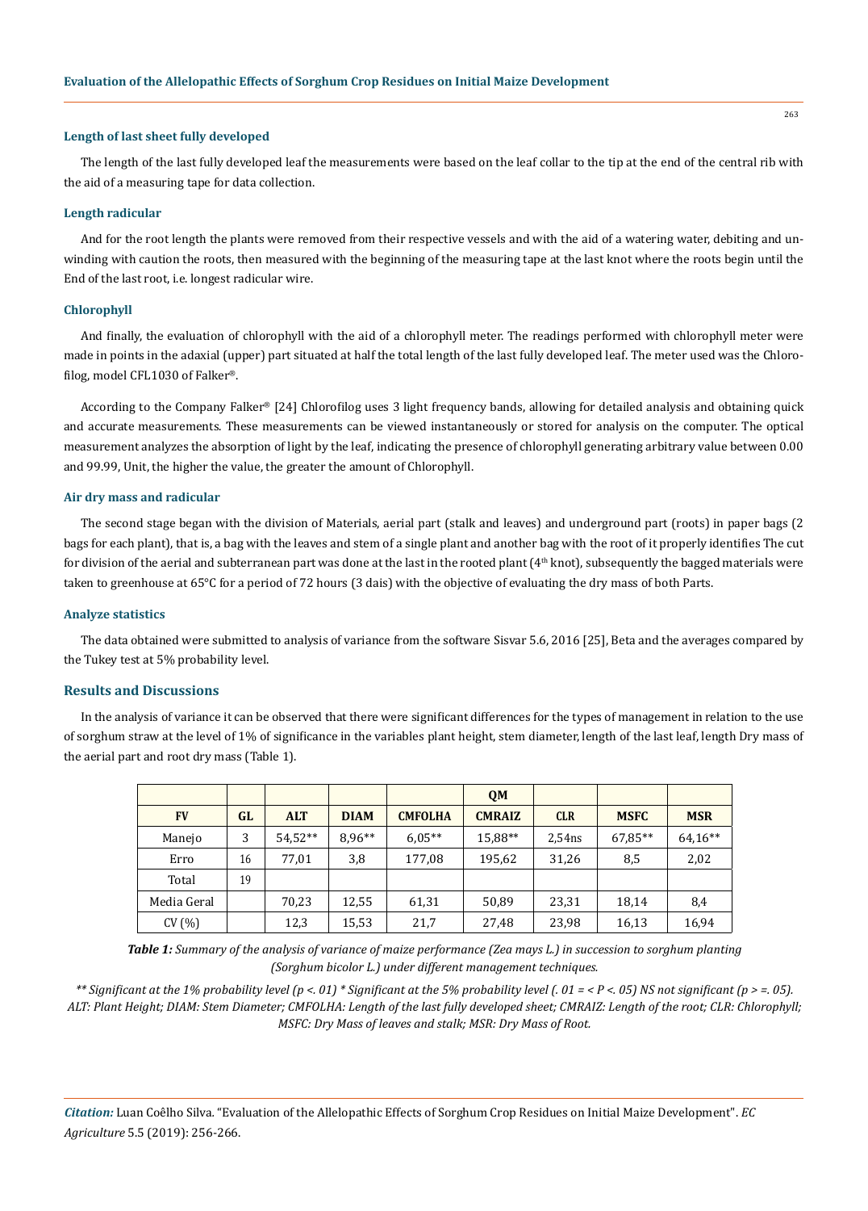#### Length of last sheet fully developed

The length of the last fully developed leaf the measurements were based on the leaf collar to the tip at the end of the central rib with the aid of a measuring tape for data collection.

#### Length radicular

And for the root length the plants were removed from their respective vessels and with the aid of a watering water, debiting and unwinding with caution the roots, then measured with the beginning of the measuring tape at the last knot where the roots begin until the End of the last root, i.e. longest radicular wire.

#### Chlorophyll

And finally, the evaluation of chlorophyll with the aid of a chlorophyll meter. The readings performed with chlorophyll meter were made in points in the adaxial (upper) part situated at half the total length of the last fully developed leaf. The meter used was the Chlorofilog, model CFL1030 of Falker®.

According to the Company Falker® [24] Chlorofilog uses 3 light frequency bands, allowing for detailed analysis and obtaining quick and accurate measurements. These measurements can be viewed instantaneously or stored for analysis on the computer. The optical measurement analyzes the absorption of light by the leaf, indicating the presence of chlorophyll generating arbitrary value between 0.00 and 99.99, Unit, the higher the value, the greater the amount of Chlorophyll.

#### Air dry mass and radicular

The second stage began with the division of Materials, aerial part (stalk and leaves) and underground part (roots) in paper bags (2 bags for each plant), that is, a bag with the leaves and stem of a single plant and another bag with the root of it properly identifies The cut for division of the aerial and subterranean part was done at the last in the rooted plant (4th knot), subsequently the bagged materials were taken to greenhouse at 65°C for a period of 72 hours (3 dais) with the objective of evaluating the dry mass of both Parts.

#### Analyze statistics

The data obtained were submitted to analysis of variance from the software Sisvar 5.6, 2016 [25], Beta and the averages compared by the Tukey test at 5% probability level.

### Results and Discussions

In the analysis of variance it can be observed that there were significant differences for the types of management in relation to the use of sorghum straw at the level of 1% of significance in the variables plant height, stem diameter, length of the last leaf, length Dry mass of the aerial part and root dry mass (Table 1).

| | | | | | QM | | | |
|---|---|---|---|---|---|---|---|---|
| **FV** | **GL** | **ALT** | **DIAM** | **CMFOLHA** | **CMRAIZ** | **CLR** | **MSFC** | **MSR** |
| Manejo | 3 | 54,52** | 8,96** | 6,05** | 15,88** | 2,54ns | 67,85** | 64,16** |
| Erro | 16 | 77,01 | 3,8 | 177,08 | 195,62 | 31,26 | 8,5 | 2,02 |
| Total | 19 | | | | | | | |
| Media Geral | | 70,23 | 12,55 | 61,31 | 50,89 | 23,31 | 18,14 | 8,4 |
| CV (%) | | 12,3 | 15,53 | 21,7 | 27,48 | 23,98 | 16,13 | 16,94 |

***Table 1:*** *Summary of the analysis of variance of maize performance (Zea mays L.) in succession to sorghum planting (Sorghum bicolor L.) under different management techniques.*

*** Significant at the 1% probability level (p <. 01) * Significant at the 5% probability level (. 01 = < P <. 05) NS not significant (p > =. 05). ALT: Plant Height; DIAM: Stem Diameter; CMFOLHA: Length of the last fully developed sheet; CMRAIZ: Length of the root; CLR: Chlorophyll; MSFC: Dry Mass of leaves and stalk; MSR: Dry Mass of Root.*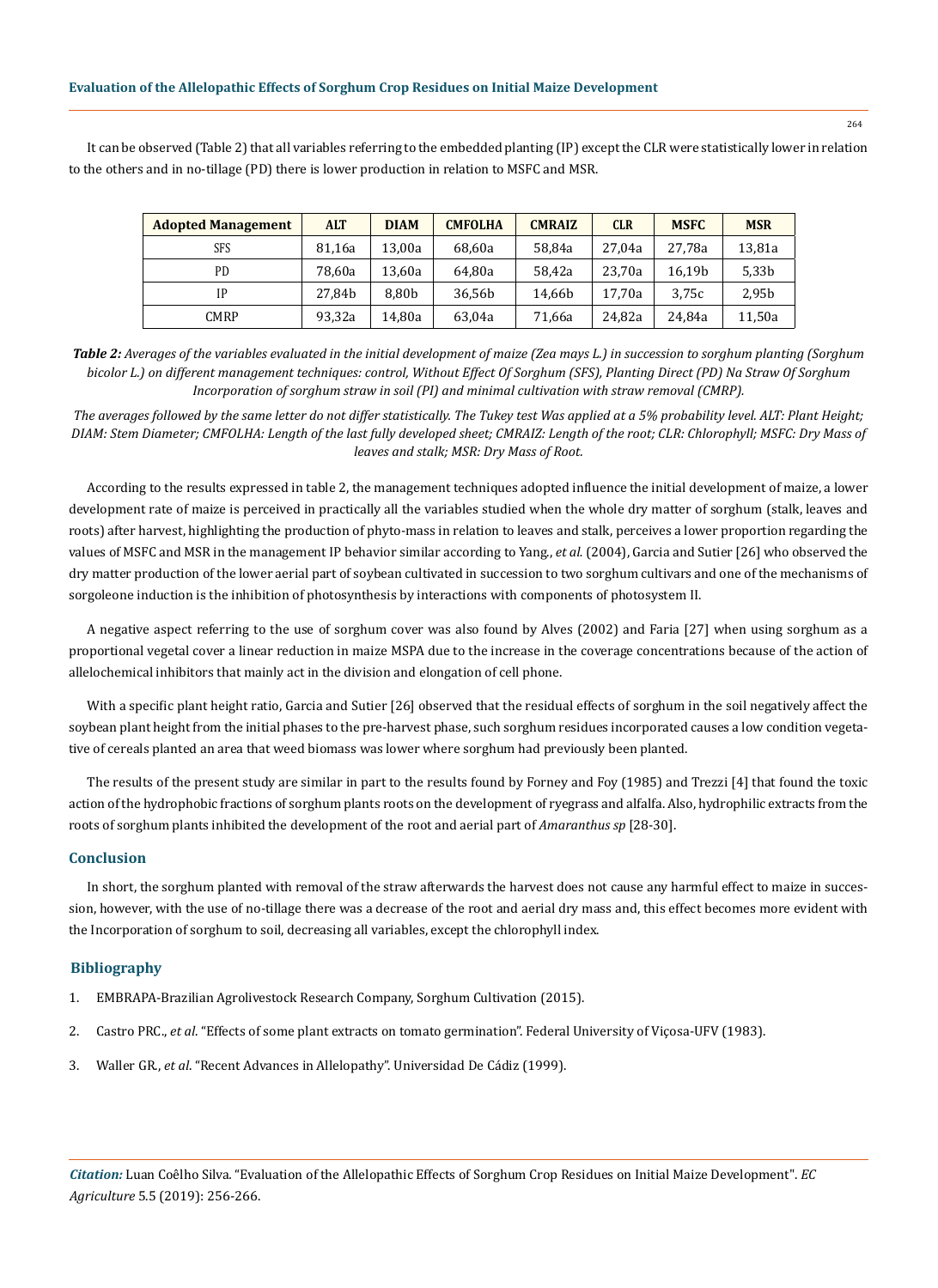It can be observed (Table 2) that all variables referring to the embedded planting (IP) except the CLR were statistically lower in relation to the others and in no-tillage (PD) there is lower production in relation to MSFC and MSR.

| Adopted Management | ALT | DIAM | CMFOLHA | CMRAIZ | CLR | MSFC | MSR |
|---|---|---|---|---|---|---|---|
| SFS | 81,16a | 13,00a | 68,60a | 58,84a | 27,04a | 27,78a | 13,81a |
| PD | 78,60a | 13,60a | 64,80a | 58,42a | 23,70a | 16,19b | 5,33b |
| IP | 27,84b | 8,80b | 36,56b | 14,66b | 17,70a | 3,75c | 2,95b |
| CMRP | 93,32a | 14,80a | 63,04a | 71,66a | 24,82a | 24,84a | 11,50a |

***Table 2:*** *Averages of the variables evaluated in the initial development of maize (Zea mays L.) in succession to sorghum planting (Sorghum bicolor L.) on different management techniques: control, Without Effect Of Sorghum (SFS), Planting Direct (PD) Na Straw Of Sorghum Incorporation of sorghum straw in soil (PI) and minimal cultivation with straw removal (CMRP).*

*The averages followed by the same letter do not differ statistically. The Tukey test Was applied at a 5% probability level. ALT: Plant Height; DIAM: Stem Diameter; CMFOLHA: Length of the last fully developed sheet; CMRAIZ: Length of the root; CLR: Chlorophyll; MSFC: Dry Mass of leaves and stalk; MSR: Dry Mass of Root.*

According to the results expressed in table 2, the management techniques adopted influence the initial development of maize, a lower development rate of maize is perceived in practically all the variables studied when the whole dry matter of sorghum (stalk, leaves and roots) after harvest, highlighting the production of phyto-mass in relation to leaves and stalk, perceives a lower proportion regarding the values of MSFC and MSR in the management IP behavior similar according to Yang., *et al.* (2004), Garcia and Sutier [26] who observed the dry matter production of the lower aerial part of soybean cultivated in succession to two sorghum cultivars and one of the mechanisms of sorgoleone induction is the inhibition of photosynthesis by interactions with components of photosystem II.

A negative aspect referring to the use of sorghum cover was also found by Alves (2002) and Faria [27] when using sorghum as a proportional vegetal cover a linear reduction in maize MSPA due to the increase in the coverage concentrations because of the action of allelochemical inhibitors that mainly act in the division and elongation of cell phone.

With a specific plant height ratio, Garcia and Sutier [26] observed that the residual effects of sorghum in the soil negatively affect the soybean plant height from the initial phases to the pre-harvest phase, such sorghum residues incorporated causes a low condition vegetative of cereals planted an area that weed biomass was lower where sorghum had previously been planted.

The results of the present study are similar in part to the results found by Forney and Foy (1985) and Trezzi [4] that found the toxic action of the hydrophobic fractions of sorghum plants roots on the development of ryegrass and alfalfa. Also, hydrophilic extracts from the roots of sorghum plants inhibited the development of the root and aerial part of *Amaranthus sp* [28-30].

## Conclusion

In short, the sorghum planted with removal of the straw afterwards the harvest does not cause any harmful effect to maize in succession, however, with the use of no-tillage there was a decrease of the root and aerial dry mass and, this effect becomes more evident with the Incorporation of sorghum to soil, decreasing all variables, except the chlorophyll index.

## Bibliography

1. EMBRAPA-Brazilian Agrolivestock Research Company, Sorghum Cultivation (2015).
2. Castro PRC., *et al*. "Effects of some plant extracts on tomato germination". Federal University of Viçosa-UFV (1983).
3. Waller GR., *et al*. "Recent Advances in Allelopathy". Universidad De Cádiz (1999).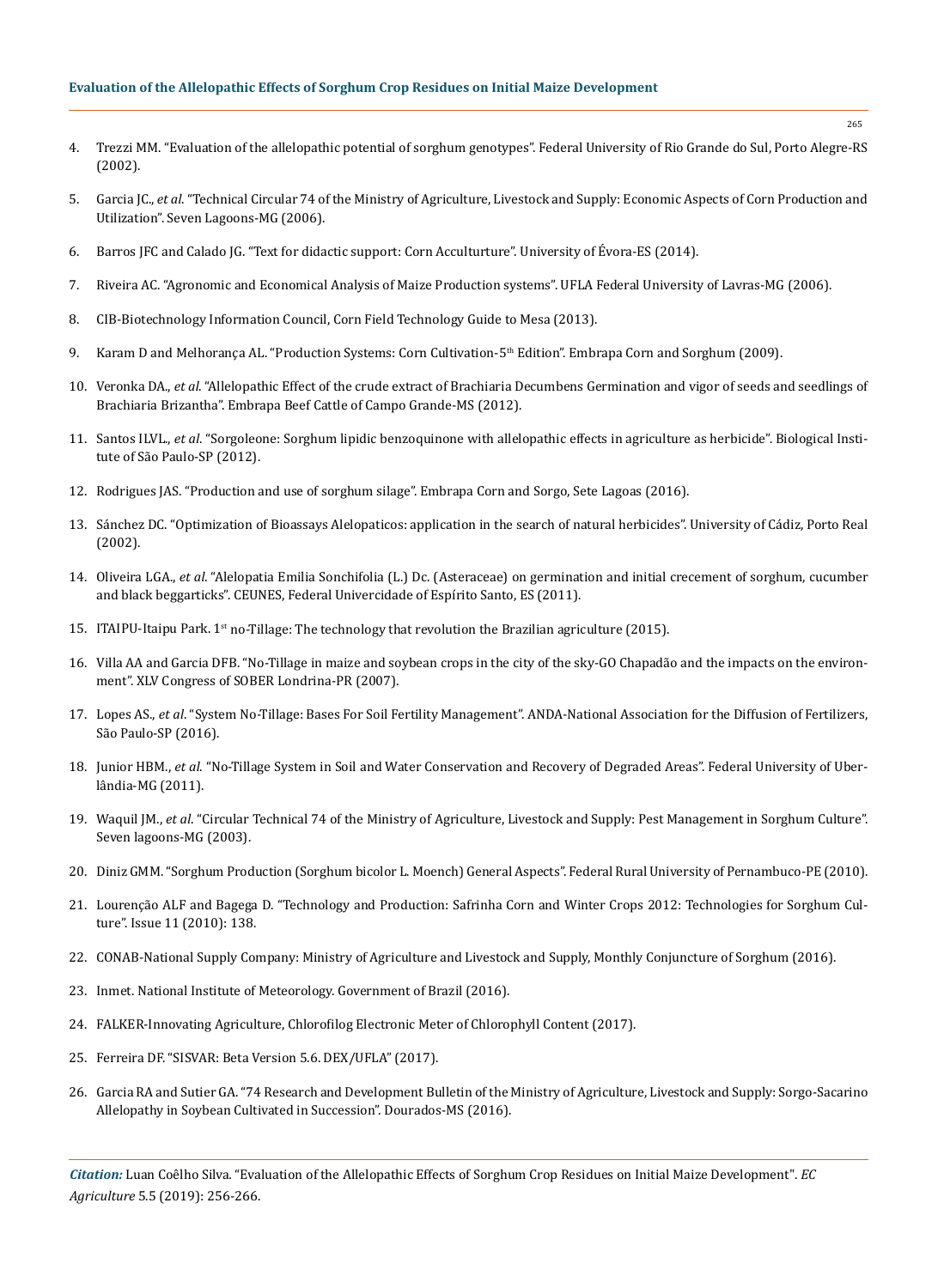4. Trezzi MM. "Evaluation of the allelopathic potential of sorghum genotypes". Federal University of Rio Grande do Sul, Porto Alegre-RS (2002).

5. Garcia JC., *et al*. "Technical Circular 74 of the Ministry of Agriculture, Livestock and Supply: Economic Aspects of Corn Production and Utilization". Seven Lagoons-MG (2006).

6. Barros JFC and Calado JG. "Text for didactic support: Corn Acculturture". University of Évora-ES (2014).

7. Riveira AC. "Agronomic and Economical Analysis of Maize Production systems". UFLA Federal University of Lavras-MG (2006).

8. CIB-Biotechnology Information Council, Corn Field Technology Guide to Mesa (2013).

9. Karam D and Melhorança AL. "Production Systems: Corn Cultivation-5th Edition". Embrapa Corn and Sorghum (2009).

10. Veronka DA., *et al*. "Allelopathic Effect of the crude extract of Brachiaria Decumbens Germination and vigor of seeds and seedlings of Brachiaria Brizantha". Embrapa Beef Cattle of Campo Grande-MS (2012).

11. Santos ILVL., *et al*. "Sorgoleone: Sorghum lipidic benzoquinone with allelopathic effects in agriculture as herbicide". Biological Institute of São Paulo-SP (2012).

12. Rodrigues JAS. "Production and use of sorghum silage". Embrapa Corn and Sorgo, Sete Lagoas (2016).

13. Sánchez DC. "Optimization of Bioassays Alelopaticos: application in the search of natural herbicides". University of Cádiz, Porto Real (2002).

14. Oliveira LGA., *et al*. "Alelopatia Emilia Sonchifolia (L.) Dc. (Asteraceae) on germination and initial crecement of sorghum, cucumber and black beggarticks". CEUNES, Federal Univercidade of Espírito Santo, ES (2011).

15. ITAIPU-Itaipu Park. 1st no-Tillage: The technology that revolution the Brazilian agriculture (2015).

16. Villa AA and Garcia DFB. "No-Tillage in maize and soybean crops in the city of the sky-GO Chapadão and the impacts on the environment". XLV Congress of SOBER Londrina-PR (2007).

17. Lopes AS., *et al*. "System No-Tillage: Bases For Soil Fertility Management". ANDA-National Association for the Diffusion of Fertilizers, São Paulo-SP (2016).

18. Junior HBM., *et al*. "No-Tillage System in Soil and Water Conservation and Recovery of Degraded Areas". Federal University of Uberlândia-MG (2011).

19. Waquil JM., *et al*. "Circular Technical 74 of the Ministry of Agriculture, Livestock and Supply: Pest Management in Sorghum Culture". Seven lagoons-MG (2003).

20. Diniz GMM. "Sorghum Production (Sorghum bicolor L. Moench) General Aspects". Federal Rural University of Pernambuco-PE (2010).

21. Lourenção ALF and Bagega D. "Technology and Production: Safrinha Corn and Winter Crops 2012: Technologies for Sorghum Culture". Issue 11 (2010): 138.

22. CONAB-National Supply Company: Ministry of Agriculture and Livestock and Supply, Monthly Conjuncture of Sorghum (2016).

23. Inmet. National Institute of Meteorology. Government of Brazil (2016).

24. FALKER-Innovating Agriculture, Chlorofilog Electronic Meter of Chlorophyll Content (2017).

25. Ferreira DF. "SISVAR: Beta Version 5.6. DEX/UFLA" (2017).

26. Garcia RA and Sutier GA. "74 Research and Development Bulletin of the Ministry of Agriculture, Livestock and Supply: Sorgo-Sacarino Allelopathy in Soybean Cultivated in Succession". Dourados-MS (2016).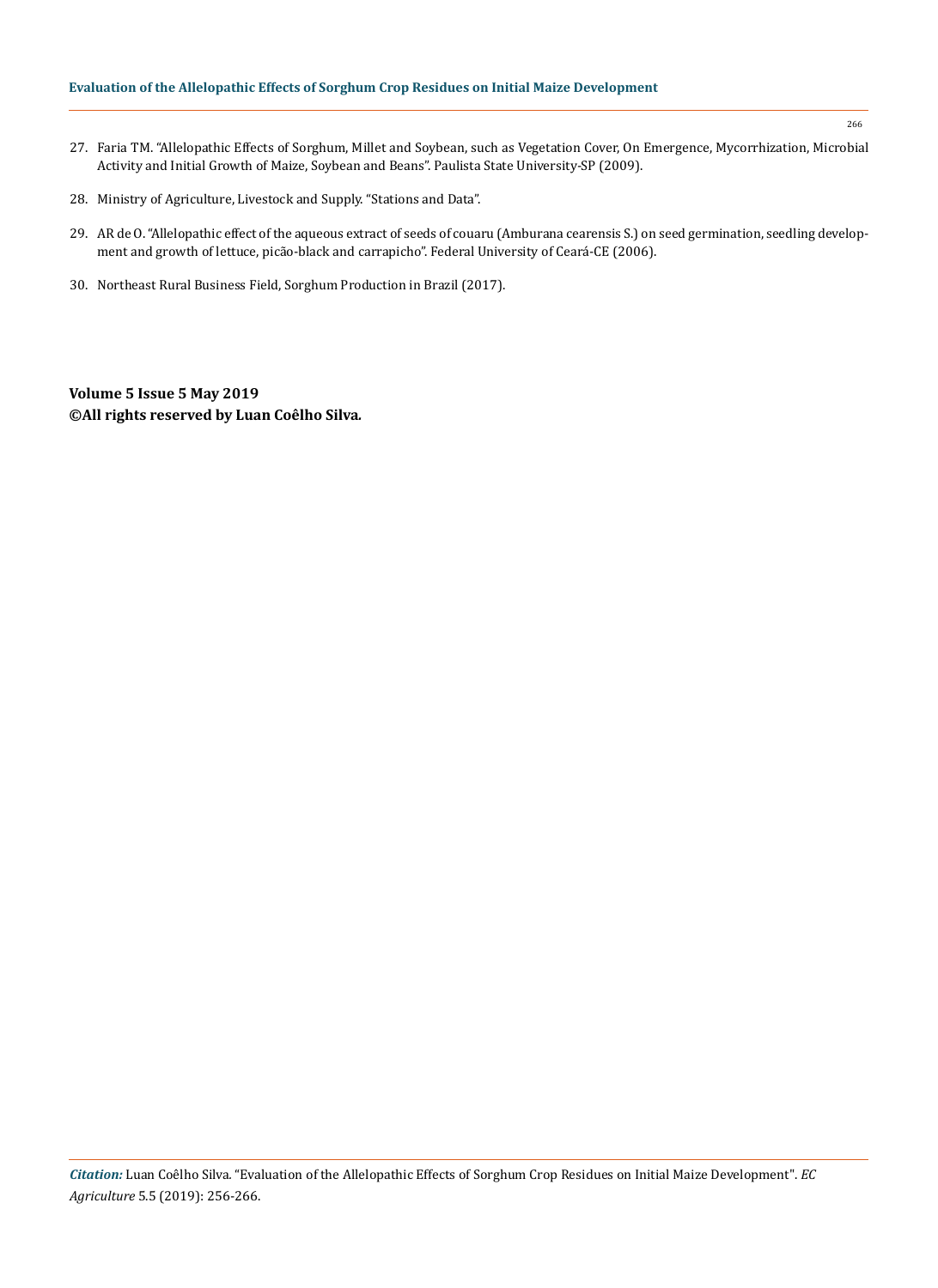27. Faria TM. "Allelopathic Effects of Sorghum, Millet and Soybean, such as Vegetation Cover, On Emergence, Mycorrhization, Microbial Activity and Initial Growth of Maize, Soybean and Beans". Paulista State University-SP (2009).

28. Ministry of Agriculture, Livestock and Supply. "Stations and Data".

29. AR de O. "Allelopathic effect of the aqueous extract of seeds of couaru (Amburana cearensis S.) on seed germination, seedling development and growth of lettuce, picão-black and carrapicho". Federal University of Ceará-CE (2006).

30. Northeast Rural Business Field, Sorghum Production in Brazil (2017).

**Volume 5 Issue 5 May 2019**
**©All rights reserved by Luan Coêlho Silva.**